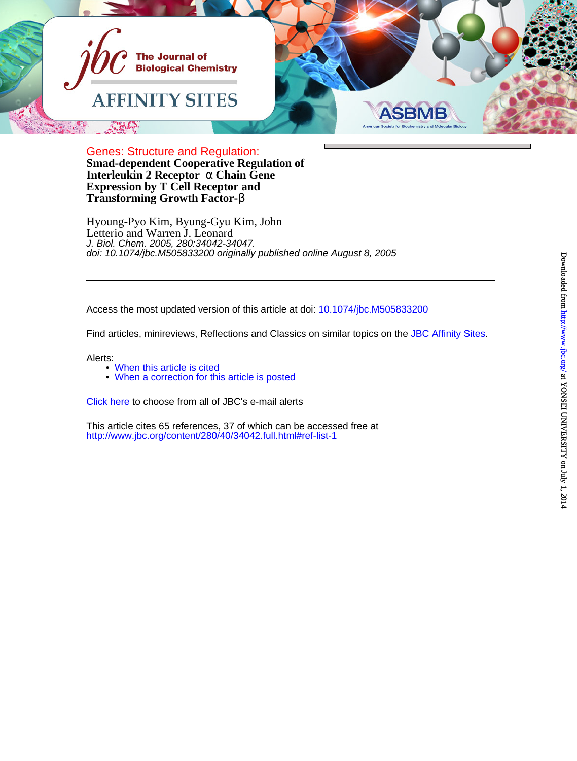Genes: Structure and Regulation:

# Smad-dependent Cooperative Regulation of Interleukin 2 Receptor α Chain Gene Expression by T Cell Receptor and Transforming Growth Factor-β

Hyoung-Pyo Kim, Byung-Gyu Kim, John Letterio and Warren J. Leonard

*J. Biol. Chem. 2005, 280:34042-34047.*

*doi: 10.1074/jbc.M505833200 originally published online August 8, 2005*

---

Access the most updated version of this article at doi: 10.1074/jbc.M505833200

Find articles, minireviews, Reflections and Classics on similar topics on the JBC Affinity Sites.

Alerts:

- When this article is cited
- When a correction for this article is posted

Click here to choose from all of JBC's e-mail alerts

This article cites 65 references, 37 of which can be accessed free at http://www.jbc.org/content/280/40/34042.full.html#ref-list-1

Downloaded from http://www.jbc.org/ at YONSEI UNIVERSITY on July 1, 2014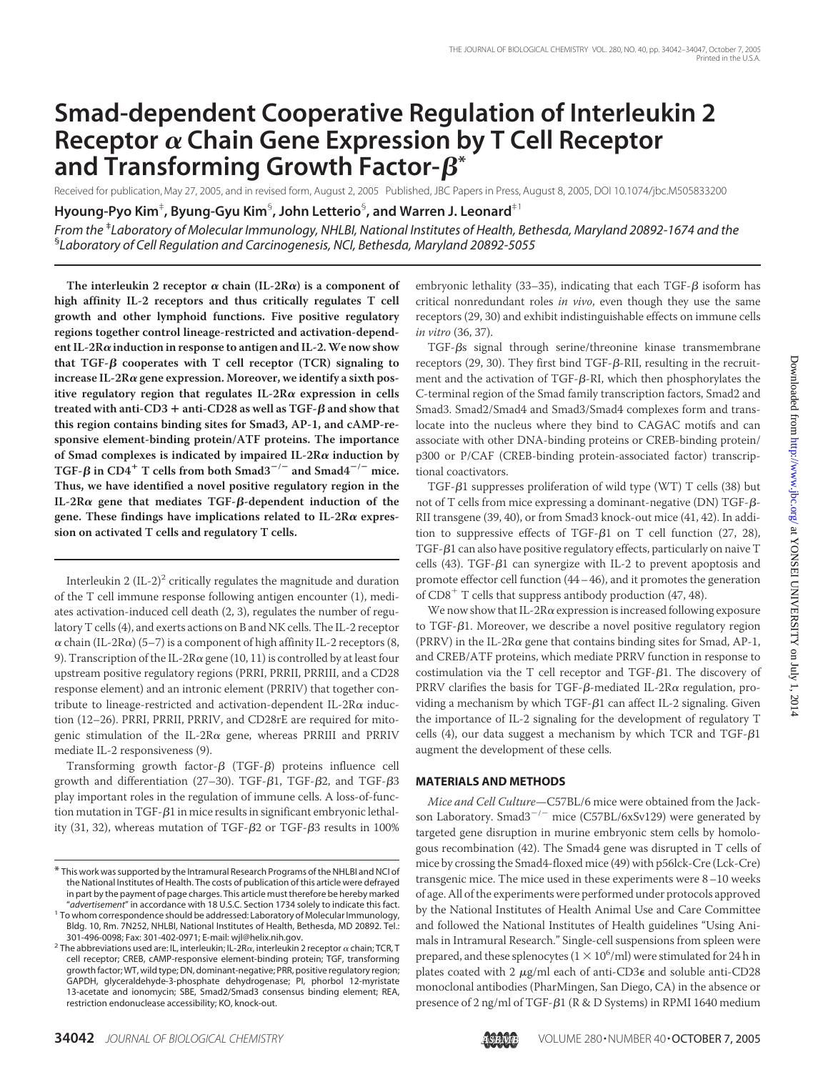# Smad-dependent Cooperative Regulation of Interleukin 2 Receptor α Chain Gene Expression by T Cell Receptor and Transforming Growth Factor-β*

Received for publication, May 27, 2005, and in revised form, August 2, 2005 Published, JBC Papers in Press, August 8, 2005, DOI 10.1074/jbc.M505833200

**Hyoung-Pyo Kim[‡], Byung-Gyu Kim[§], John Letterio[§], and Warren J. Leonard[‡1]**

*From the [‡]Laboratory of Molecular Immunology, NHLBI, National Institutes of Health, Bethesda, Maryland 20892-1674 and the [§]Laboratory of Cell Regulation and Carcinogenesis, NCI, Bethesda, Maryland 20892-5055*

**The interleukin 2 receptor α chain (IL-2Rα) is a component of high affinity IL-2 receptors and thus critically regulates T cell growth and other lymphoid functions. Five positive regulatory regions together control lineage-restricted and activation-dependent IL-2Rα induction in response to antigen and IL-2. We now show that TGF-β cooperates with T cell receptor (TCR) signaling to increase IL-2Rα gene expression. Moreover, we identify a sixth positive regulatory region that regulates IL-2Rα expression in cells treated with anti-CD3 + anti-CD28 as well as TGF-β and show that this region contains binding sites for Smad3, AP-1, and cAMP-responsive element-binding protein/ATF proteins. The importance of Smad complexes is indicated by impaired IL-2Rα induction by TGF-β in $CD4^+$ T cells from both $Smad3^{-/-}$ and $Smad4^{-/-}$ mice. Thus, we have identified a novel positive regulatory region in the IL-2Rα gene that mediates TGF-β-dependent induction of the gene. These findings have implications related to IL-2Rα expression on activated T cells and regulatory T cells.**

Interleukin 2 (IL-2)[2] critically regulates the magnitude and duration of the T cell immune response following antigen encounter (1), mediates activation-induced cell death (2, 3), regulates the number of regulatory T cells (4), and exerts actions on B and NK cells. The IL-2 receptor α chain (IL-2Rα) (5–7) is a component of high affinity IL-2 receptors (8, 9). Transcription of the IL-2Rα gene (10, 11) is controlled by at least four upstream positive regulatory regions (PRRI, PRRII, PRRIII, and a CD28 response element) and an intronic element (PRRIV) that together contribute to lineage-restricted and activation-dependent IL-2Rα induction (12–26). PRRI, PRRII, PRRIV, and CD28rE are required for mitogenic stimulation of the IL-2Rα gene, whereas PRRIII and PRRIV mediate IL-2 responsiveness (9).

Transforming growth factor-β (TGF-β) proteins influence cell growth and differentiation (27–30). TGF-β1, TGF-β2, and TGF-β3 play important roles in the regulation of immune cells. A loss-of-function mutation in TGF-β1 in mice results in significant embryonic lethality (31, 32), whereas mutation of TGF-β2 or TGF-β3 results in 100% embryonic lethality (33–35), indicating that each TGF-β isoform has critical nonredundant roles *in vivo*, even though they use the same receptors (29, 30) and exhibit indistinguishable effects on immune cells *in vitro* (36, 37).

TGF-βs signal through serine/threonine kinase transmembrane receptors (29, 30). They first bind TGF-β-RII, resulting in the recruitment and the activation of TGF-β-RI, which then phosphorylates the C-terminal region of the Smad family transcription factors, Smad2 and Smad3. Smad2/Smad4 and Smad3/Smad4 complexes form and translocate into the nucleus where they bind to CAGAC motifs and can associate with other DNA-binding proteins or CREB-binding protein/p300 or P/CAF (CREB-binding protein-associated factor) transcriptional coactivators.

TGF-β1 suppresses proliferation of wild type (WT) T cells (38) but not of T cells from mice expressing a dominant-negative (DN) TGF-β-RII transgene (39, 40), or from Smad3 knock-out mice (41, 42). In addition to suppressive effects of TGF-β1 on T cell function (27, 28), TGF-β1 can also have positive regulatory effects, particularly on naive T cells (43). TGF-β1 can synergize with IL-2 to prevent apoptosis and promote effector cell function (44–46), and it promotes the generation of $CD8^+$ T cells that suppress antibody production (47, 48).

We now show that IL-2Rα expression is increased following exposure to TGF-β1. Moreover, we describe a novel positive regulatory region (PRRV) in the IL-2Rα gene that contains binding sites for Smad, AP-1, and CREB/ATF proteins, which mediate PRRV function in response to costimulation via the T cell receptor and TGF-β1. The discovery of PRRV clarifies the basis for TGF-β-mediated IL-2Rα regulation, providing a mechanism by which TGF-β1 can affect IL-2 signaling. Given the importance of IL-2 signaling for the development of regulatory T cells (4), our data suggest a mechanism by which TCR and TGF-β1 augment the development of these cells.

## MATERIALS AND METHODS

*Mice and Cell Culture*—C57BL/6 mice were obtained from the Jackson Laboratory. $Smad3^{-/-}$ mice (C57BL/6xSv129) were generated by targeted gene disruption in murine embryonic stem cells by homologous recombination (42). The Smad4 gene was disrupted in T cells of mice by crossing the Smad4-floxed mice (49) with p56lck-Cre (Lck-Cre) transgenic mice. The mice used in these experiments were 8–10 weeks of age. All of the experiments were performed under protocols approved by the National Institutes of Health Animal Use and Care Committee and followed the National Institutes of Health guidelines "Using Animals in Intramural Research." Single-cell suspensions from spleen were prepared, and these splenocytes ($1 \times 10^6$/ml) were stimulated for 24 h in plates coated with 2 μg/ml each of anti-CD3ε and soluble anti-CD28 monoclonal antibodies (PharMingen, San Diego, CA) in the absence or presence of 2 ng/ml of TGF-β1 (R & D Systems) in RPMI 1640 medium

---

* This work was supported by the Intramural Research Programs of the NHLBI and NCI of the National Institutes of Health. The costs of publication of this article were defrayed in part by the payment of page charges. This article must therefore be hereby marked "*advertisement*" in accordance with 18 U.S.C. Section 1734 solely to indicate this fact.

[1] To whom correspondence should be addressed: Laboratory of Molecular Immunology, Bldg. 10, Rm. 7N252, NHLBI, National Institutes of Health, Bethesda, MD 20892. Tel.: 301-496-0098; Fax: 301-402-0971; E-mail: wjl@helix.nih.gov.

[2] The abbreviations used are: IL, interleukin; IL-2Rα, interleukin 2 receptor α chain; TCR, T cell receptor; CREB, cAMP-responsive element-binding protein; TGF, transforming growth factor; WT, wild type; DN, dominant-negative; PRR, positive regulatory region; GAPDH, glyceraldehyde-3-phosphate dehydrogenase; PI, phorbol 12-myristate 13-acetate and ionomycin; SBE, Smad2/Smad3 consensus binding element; REA, restriction endonuclease accessibility; KO, knock-out.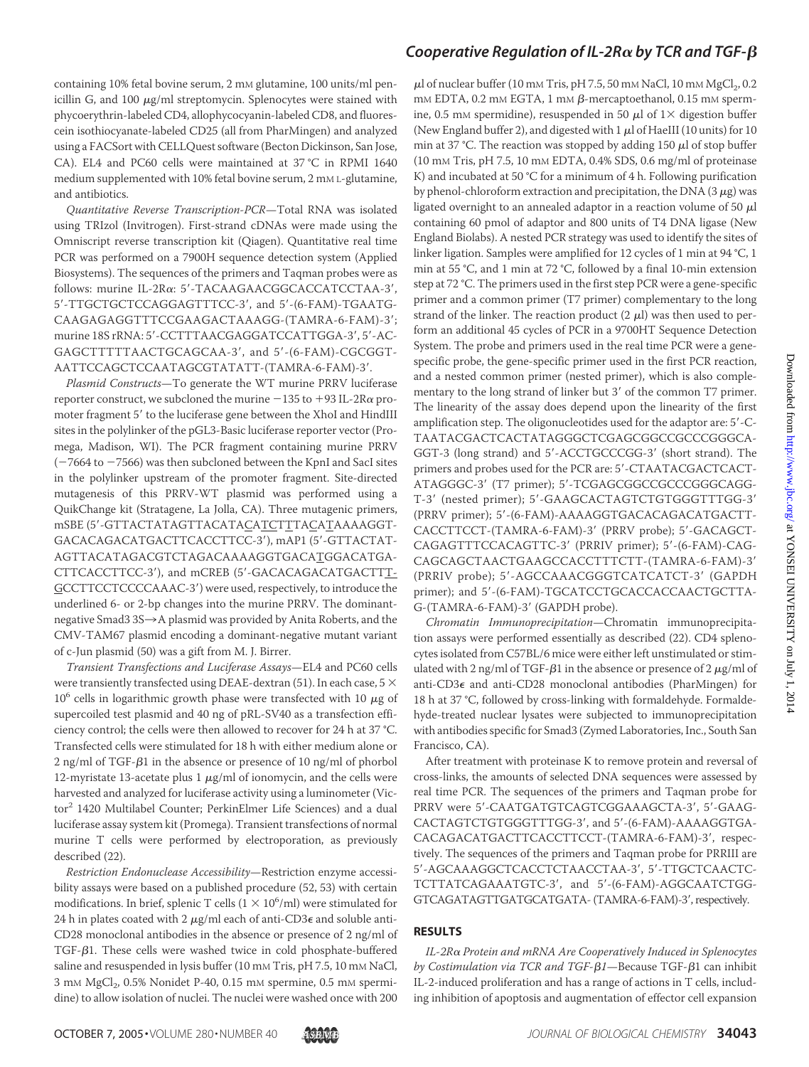containing 10% fetal bovine serum, 2 mM glutamine, 100 units/ml penicillin G, and 100 μg/ml streptomycin. Splenocytes were stained with phycoerythrin-labeled CD4, allophycocyanin-labeled CD8, and fluorescein isothiocyanate-labeled CD25 (all from PharMingen) and analyzed using a FACSort with CELLQuest software (Becton Dickinson, San Jose, CA). EL4 and PC60 cells were maintained at 37 °C in RPMI 1640 medium supplemented with 10% fetal bovine serum, 2 mM L-glutamine, and antibiotics.

*Quantitative Reverse Transcription-PCR*—Total RNA was isolated using TRIzol (Invitrogen). First-strand cDNAs were made using the Omniscript reverse transcription kit (Qiagen). Quantitative real time PCR was performed on a 7900H sequence detection system (Applied Biosystems). The sequences of the primers and Taqman probes were as follows: murine IL-2Rα: 5′-TACAAGAACGGCACCATCCTAA-3′, 5′-TTGCTGCTCCAGGAGTTTCC-3′, and 5′-(6-FAM)-TGAATG-CAAGAGAGGTTTCCGAAGACTAAAGG-(TAMRA-6-FAM)-3′; murine 18S rRNA: 5′-CCTTTAACGAGGATCCATTGGA-3′, 5′-AC-GAGCTTTTTAACTGCAGCAA-3′, and 5′-(6-FAM)-CGCGGT-AATTCCAGCTCCAATAGCGTATATT-(TAMRA-6-FAM)-3′.

*Plasmid Constructs*—To generate the WT murine PRRV luciferase reporter construct, we subcloned the murine −135 to +93 IL-2Rα promoter fragment 5′ to the luciferase gene between the XhoI and HindIII sites in the polylinker of the pGL3-Basic luciferase reporter vector (Promega, Madison, WI). The PCR fragment containing murine PRRV (−7664 to −7566) was then subcloned between the KpnI and SacI sites in the polylinker upstream of the promoter fragment. Site-directed mutagenesis of this PRRV-WT plasmid was performed using a QuikChange kit (Stratagene, La Jolla, CA). Three mutagenic primers, mSBE (5′-GTTACTATAGTTACATA<u>C</u>A<u>TC</u>T<u>T</u>TA<u>C</u>A<u>T</u>AAAAGGT-GACACAGACATGACTTCACCTTCC-3′), mAP1 (5′-GTTACTAT-AGTTACATAGACGTCTAGACAAAAGGTGACA<u>T</u>GGACATGA-CTTCACCTTCC-3′), and mCREB (5′-GACACAGACATGACTT<u>T</u>-<u>G</u>CCTTCCTCCCCAAAC-3′) were used, respectively, to introduce the underlined 6- or 2-bp changes into the murine PRRV. The dominant-negative Smad3 3S→A plasmid was provided by Anita Roberts, and the CMV-TAM67 plasmid encoding a dominant-negative mutant variant of c-Jun plasmid (50) was a gift from M. J. Birrer.

*Transient Transfections and Luciferase Assays*—EL4 and PC60 cells were transiently transfected using DEAE-dextran (51). In each case, 5 × $10^6$ cells in logarithmic growth phase were transfected with 10 μg of supercoiled test plasmid and 40 ng of pRL-SV40 as a transfection efficiency control; the cells were then allowed to recover for 24 h at 37 °C. Transfected cells were stimulated for 18 h with either medium alone or 2 ng/ml of TGF-β1 in the absence or presence of 10 ng/ml of phorbol 12-myristate 13-acetate plus 1 μg/ml of ionomycin, and the cells were harvested and analyzed for luciferase activity using a luminometer (Victor[2] 1420 Multilabel Counter; PerkinElmer Life Sciences) and a dual luciferase assay system kit (Promega). Transient transfections of normal murine T cells were performed by electroporation, as previously described (22).

*Restriction Endonuclease Accessibility*—Restriction enzyme accessibility assays were based on a published procedure (52, 53) with certain modifications. In brief, splenic T cells (1 × $10^6$/ml) were stimulated for 24 h in plates coated with 2 μg/ml each of anti-CD3ε and soluble anti-CD28 monoclonal antibodies in the absence or presence of 2 ng/ml of TGF-β1. These cells were washed twice in cold phosphate-buffered saline and resuspended in lysis buffer (10 mM Tris, pH 7.5, 10 mM NaCl, 3 mM $MgCl_2$, 0.5% Nonidet P-40, 0.15 mM spermine, 0.5 mM spermidine) to allow isolation of nuclei. The nuclei were washed once with 200 μl of nuclear buffer (10 mM Tris, pH 7.5, 50 mM NaCl, 10 mM $MgCl_2$, 0.2 mM EDTA, 0.2 mM EGTA, 1 mM β-mercaptoethanol, 0.15 mM spermine, 0.5 mM spermidine), resuspended in 50 μl of 1× digestion buffer (New England buffer 2), and digested with 1 μl of HaeIII (10 units) for 10 min at 37 °C. The reaction was stopped by adding 150 μl of stop buffer (10 mM Tris, pH 7.5, 10 mM EDTA, 0.4% SDS, 0.6 mg/ml of proteinase K) and incubated at 50 °C for a minimum of 4 h. Following purification by phenol-chloroform extraction and precipitation, the DNA (3 μg) was ligated overnight to an annealed adaptor in a reaction volume of 50 μl containing 60 pmol of adaptor and 800 units of T4 DNA ligase (New England Biolabs). A nested PCR strategy was used to identify the sites of linker ligation. Samples were amplified for 12 cycles of 1 min at 94 °C, 1 min at 55 °C, and 1 min at 72 °C, followed by a final 10-min extension step at 72 °C. The primers used in the first step PCR were a gene-specific primer and a common primer (T7 primer) complementary to the long strand of the linker. The reaction product (2 μl) was then used to perform an additional 45 cycles of PCR in a 9700HT Sequence Detection System. The probe and primers used in the real time PCR were a gene-specific probe, the gene-specific primer used in the first PCR reaction, and a nested common primer (nested primer), which is also complementary to the long strand of linker but 3′ of the common T7 primer. The linearity of the assay does depend upon the linearity of the first amplification step. The oligonucleotides used for the adaptor are: 5′-C-TAATACGACTCACTATAGGGCTCGAGCGGCCGCCCGGGCA-GGT-3 (long strand) and 5′-ACCTGCCCGG-3′ (short strand). The primers and probes used for the PCR are: 5′-CTAATACGACTCACT-ATAGGGC-3′ (T7 primer); 5′-TCGAGCGGCCGCCCGGGCAGG-T-3′ (nested primer); 5′-GAAGCACTAGTCTGTGGGTTTGG-3′ (PRRV primer); 5′-(6-FAM)-AAAAGGTGACACAGACATGACTT-CACCTTCCT-(TAMRA-6-FAM)-3′ (PRRV probe); 5′-GACAGCT-CAGAGTTTCCACAGTTC-3′ (PRRIV primer); 5′-(6-FAM)-CAG-CAGCAGCTAACTGAAGCCACCTTTCTT-(TAMRA-6-FAM)-3′ (PRRIV probe); 5′-AGCCAAACGGGTCATCATCT-3′ (GAPDH primer); and 5′-(6-FAM)-TGCATCCTGCACCACCAACTGCTTA-G-(TAMRA-6-FAM)-3′ (GAPDH probe).

*Chromatin Immunoprecipitation*—Chromatin immunoprecipitation assays were performed essentially as described (22). CD4 splenocytes isolated from C57BL/6 mice were either left unstimulated or stimulated with 2 ng/ml of TGF-β1 in the absence or presence of 2 μg/ml of anti-CD3ε and anti-CD28 monoclonal antibodies (PharMingen) for 18 h at 37 °C, followed by cross-linking with formaldehyde. Formaldehyde-treated nuclear lysates were subjected to immunoprecipitation with antibodies specific for Smad3 (Zymed Laboratories, Inc., South San Francisco, CA).

After treatment with proteinase K to remove protein and reversal of cross-links, the amounts of selected DNA sequences were assessed by real time PCR. The sequences of the primers and Taqman probe for PRRV were 5′-CAATGATGTCAGTCGGAAAGCTA-3′, 5′-GAAG-CACTAGTCTGTGGGTTTGG-3′, and 5′-(6-FAM)-AAAAGGTGA-CACAGACATGACTTCACCTTCCT-(TAMRA-6-FAM)-3′, respectively. The sequences of the primers and Taqman probe for PRRIII are 5′-AGCAAAGGCTCACCTCTAACCTAA-3′, 5′-TTGCTCAACTC-TCTTATCAGAAATGTC-3′, and 5′-(6-FAM)-AGGCAATCTGG-GTCAGATAGTTGATGCATGATA-(TAMRA-6-FAM)-3′, respectively.

## RESULTS

*IL-2Rα Protein and mRNA Are Cooperatively Induced in Splenocytes by Costimulation via TCR and TGF-β1*—Because TGF-β1 can inhibit IL-2-induced proliferation and has a range of actions in T cells, including inhibition of apoptosis and augmentation of effector cell expansion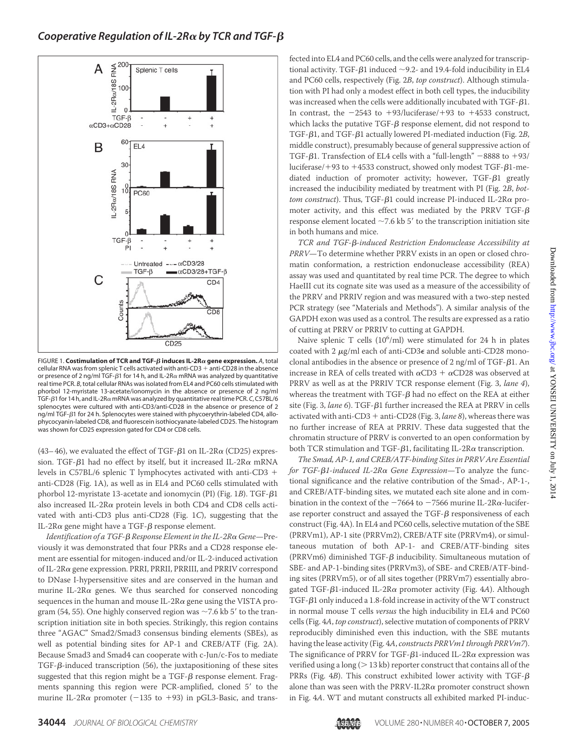FIGURE 1. **Costimulation of TCR and TGF-β induces IL-2Rα gene expression.** *A*, total cellular RNA was from splenic T cells activated with anti-CD3 + anti-CD28 in the absence or presence of 2 ng/ml TGF-β1 for 14 h, and IL-2Rα mRNA was analyzed by quantitative real time PCR. *B*, total cellular RNAs was isolated from EL4 and PC60 cells stimulated with phorbol 12-myristate 13-acetate/ionomycin in the absence or presence of 2 ng/ml TGF-β1 for 14 h, and IL-2Rα mRNA was analyzed by quantitative real time PCR. *C*, C57BL/6 splenocytes were cultured with anti-CD3/anti-CD28 in the absence or presence of 2 ng/ml TGF-β1 for 24 h. Splenocytes were stained with phycoerythrin-labeled CD4, allophycocyanin-labeled CD8, and fluorescein isothiocyanate-labeled CD25. The histogram was shown for CD25 expression gated for CD4 or CD8 cells.

(43–46), we evaluated the effect of TGF-β1 on IL-2Rα (CD25) expression. TGF-β1 had no effect by itself, but it increased IL-2Rα mRNA levels in C57BL/6 splenic T lymphocytes activated with anti-CD3 + anti-CD28 (Fig. 1A), as well as in EL4 and PC60 cells stimulated with phorbol 12-myristate 13-acetate and ionomycin (PI) (Fig. 1*B*). TGF-β1 also increased IL-2Rα protein levels in both CD4 and CD8 cells activated with anti-CD3 plus anti-CD28 (Fig. 1*C*), suggesting that the IL-2Rα gene might have a TGF-β response element.

*Identification of a TGF-β Response Element in the IL-2Rα Gene*—Previously it was demonstrated that four PRRs and a CD28 response element are essential for mitogen-induced and/or IL-2-induced activation of IL-2Rα gene expression. PRRI, PRRII, PRRIII, and PRRIV correspond to DNase I-hypersensitive sites and are conserved in the human and murine IL-2Rα genes. We thus searched for conserved noncoding sequences in the human and mouse IL-2Rα gene using the VISTA program (54, 55). One highly conserved region was ~7.6 kb 5′ to the transcription initiation site in both species. Strikingly, this region contains three "AGAC" Smad2/Smad3 consensus binding elements (SBEs), as well as potential binding sites for AP-1 and CREB/ATF (Fig. 2A). Because Smad3 and Smad4 can cooperate with c-Jun/c-Fos to mediate TGF-β-induced transcription (56), the juxtapositioning of these sites suggested that this region might be a TGF-β response element. Fragments spanning this region were PCR-amplified, cloned 5′ to the murine IL-2Rα promoter (−135 to +93) in pGL3-Basic, and transfected into EL4 and PC60 cells, and the cells were analyzed for transcriptional activity. TGF-β1 induced ~9.2- and 19.4-fold inducibility in EL4 and PC60 cells, respectively (Fig. 2*B*, *top construct*). Although stimulation with PI had only a modest effect in both cell types, the inducibility was increased when the cells were additionally incubated with TGF-β1. In contrast, the −2543 to +93/luciferase/+93 to +4533 construct, which lacks the putative TGF-β response element, did not respond to TGF-β1, and TGF-β1 actually lowered PI-mediated induction (Fig. 2*B*, middle construct), presumably because of general suppressive action of TGF-β1. Transfection of EL4 cells with a "full-length" −8888 to +93/luciferase/+93 to +4533 construct, showed only modest TGF-β1-mediated induction of promoter activity; however, TGF-β1 greatly increased the inducibility mediated by treatment with PI (Fig. 2*B*, *bottom construct*). Thus, TGF-β1 could increase PI-induced IL-2Rα promoter activity, and this effect was mediated by the PRRV TGF-β response element located ~7.6 kb 5′ to the transcription initiation site in both humans and mice.

*TCR and TGF-β-induced Restriction Endonuclease Accessibility at PRRV*—To determine whether PRRV exists in an open or closed chromatin conformation, a restriction endonuclease accessibility (REA) assay was used and quantitated by real time PCR. The degree to which HaeIII cut its cognate site was used as a measure of the accessibility of the PRRV and PRRIV region and was measured with a two-step nested PCR strategy (see "Materials and Methods"). A similar analysis of the GAPDH exon was used as a control. The results are expressed as a ratio of cutting at PRRV or PRRIV to cutting at GAPDH.

Naive splenic T cells ($10^6$/ml) were stimulated for 24 h in plates coated with 2 μg/ml each of anti-CD3ε and soluble anti-CD28 monoclonal antibodies in the absence or presence of 2 ng/ml of TGF-β1. An increase in REA of cells treated with αCD3 + αCD28 was observed at PRRV as well as at the PRRIV TCR response element (Fig. 3, *lane 4*), whereas the treatment with TGF-β had no effect on the REA at either site (Fig. 3, *lane 6*). TGF-β1 further increased the REA at PRRV in cells activated with anti-CD3 + anti-CD28 (Fig. 3, *lane 8*), whereas there was no further increase of REA at PRRIV. These data suggested that the chromatin structure of PRRV is converted to an open conformation by both TCR stimulation and TGF-β1, facilitating IL-2Rα transcription.

*The Smad, AP-1, and CREB/ATF-binding Sites in PRRV Are Essential for TGF-β1-induced IL-2Rα Gene Expression*—To analyze the functional significance and the relative contribution of the Smad-, AP-1-, and CREB/ATF-binding sites, we mutated each site alone and in combination in the context of the −7664 to −7566 murine IL-2Rα-luciferase reporter construct and assayed the TGF-β responsiveness of each construct (Fig. 4A). In EL4 and PC60 cells, selective mutation of the SBE (PRRVm1), AP-1 site (PRRVm2), CREB/ATF site (PRRVm4), or simultaneous mutation of both AP-1- and CREB/ATF-binding sites (PRRVm6) diminished TGF-β inducibility. Simultaneous mutation of SBE- and AP-1-binding sites (PRRVm3), of SBE- and CREB/ATF-binding sites (PRRVm5), or of all sites together (PRRVm7) essentially abrogated TGF-β1-induced IL-2Rα promoter activity (Fig. 4*A*). Although TGF-β1 only induced a 1.8-fold increase in activity of the WT construct in normal mouse T cells *versus* the high inducibility in EL4 and PC60 cells (Fig. 4*A*, *top construct*), selective mutation of components of PRRV reproducibly diminished even this induction, with the SBE mutants having the lease activity (Fig. 4*A*, *constructs PRRVm1 through PRRVm7*). The significance of PRRV for TGF-β1-induced IL-2Rα expression was verified using a long (> 13 kb) reporter construct that contains all of the PRRs (Fig. 4*B*). This construct exhibited lower activity with TGF-β alone than was seen with the PRRV-IL2Rα promoter construct shown in Fig. 4*A*. WT and mutant constructs all exhibited marked PI-induc-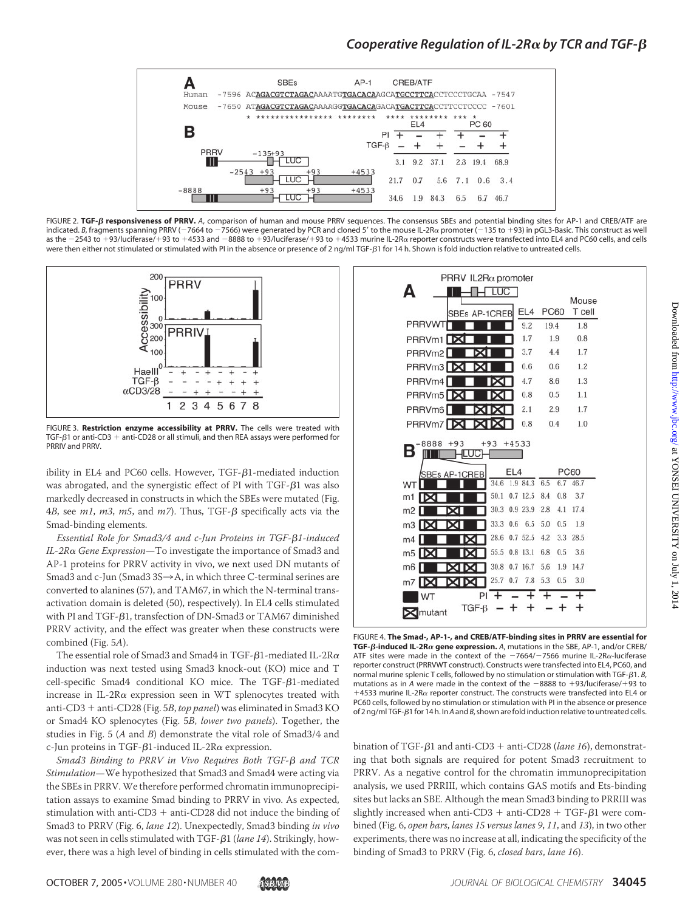A
Human -7596 ACAGACGTCTAGACAAAATGTGACACAAGCATGCCTTCACCTCCCTGCAA -7547
Mouse -7650 ATAGACGTCTAGACAAAAGGTGACACAGACATGACTTCACCTTCCTCCCC -7601

B

| | EL4 | | | PC 60 | | |
|---|---|---|---|---|---|---|
| PI | + | − | + | + | − | + |
| TGF-β | − | + | + | − | + | + |
| PRRV −135+93 LUC | 3.1 | 9.2 | 37.1 | 2.3 | 19.4 | 68.9 |
| −2543 +93 LUC +93 +4533 | 21.7 | 0.7 | 5.6 | 7.1 | 0.6 | 3.4 |
| −8888 +93 LUC +93 +4533 | 34.6 | 1.9 | 84.3 | 6.5 | 6.7 | 46.7 |

FIGURE 2. **TGF-β responsiveness of PRRV.** *A*, comparison of human and mouse PRRV sequences. The consensus SBEs and potential binding sites for AP-1 and CREB/ATF are indicated. *B*, fragments spanning PRRV (−7664 to −7566) were generated by PCR and cloned 5′ to the mouse IL-2Rα promoter (−135 to +93) in pGL3-Basic. This construct as well as the −2543 to +93/luciferase/+93 to +4533 and −8888 to +93/luciferase/+93 to +4533 murine IL-2Rα reporter constructs were transfected into EL4 and PC60 cells, and cells were then either not stimulated or stimulated with PI in the absence or presence of 2 ng/ml TGF-β1 for 14 h. Shown is fold induction relative to untreated cells.

FIGURE 3. **Restriction enzyme accessibility at PRRV.** The cells were treated with TGF-β1 or anti-CD3 + anti-CD28 or all stimuli, and then REA assays were performed for PRRIV and PRRV.

| | EL4 | PC60 | Mouse T cell |
|---|---|---|---|
| PRRVWT | 9.2 | 19.4 | 1.8 |
| PRRVm1 | 1.7 | 1.9 | 0.8 |
| PRRVm2 | 3.7 | 4.4 | 1.7 |
| PRRVm3 | 0.6 | 0.6 | 1.2 |
| PRRVm4 | 4.7 | 8.6 | 1.3 |
| PRRVm5 | 0.8 | 0.5 | 1.1 |
| PRRVm6 | 2.1 | 2.9 | 1.7 |
| PRRVm7 | 0.8 | 0.4 | 1.0 |

| | EL4 | | | PC60 | | |
|---|---|---|---|---|---|---|
| PI | + | − | + | + | − | + |
| TGF-β | − | + | + | − | + | + |
| WT | 34.6 | 1.9 | 84.3 | 6.5 | 6.7 | 46.7 |
| m1 | 50.1 | 0.7 | 12.5 | 8.4 | 0.8 | 3.7 |
| m2 | 30.3 | 0.9 | 23.9 | 2.8 | 4.1 | 17.4 |
| m3 | 33.3 | 0.6 | 6.5 | 5.0 | 0.5 | 1.9 |
| m4 | 28.6 | 0.7 | 52.5 | 4.2 | 3.3 | 28.5 |
| m5 | 55.5 | 0.8 | 13.1 | 6.8 | 0.5 | 3.6 |
| m6 | 30.8 | 0.7 | 16.7 | 5.6 | 1.9 | 14.7 |
| m7 | 25.7 | 0.7 | 7.8 | 5.3 | 0.5 | 3.0 |

FIGURE 4. **The Smad-, AP-1-, and CREB/ATF-binding sites in PRRV are essential for TGF-β-induced IL-2Rα gene expression.** *A*, mutations in the SBE, AP-1, and/or CREB/ATF sites were made in the context of the −7664/−7566 murine IL-2Rα-luciferase reporter construct (PRRVWT construct). Constructs were transfected into EL4, PC60, and normal murine splenic T cells, followed by no stimulation or stimulation with TGF-β1. *B*, mutations as in *A* were made in the context of the −8888 to +93/luciferase/+93 to +4533 murine IL-2Rα reporter construct. The constructs were transfected into EL4 or PC60 cells, followed by no stimulation or stimulation with PI in the absence or presence of 2 ng/ml TGF-β1 for 14 h. In *A* and *B*, shown are fold induction relative to untreated cells.

ibility in EL4 and PC60 cells. However, TGF-β1-mediated induction was abrogated, and the synergistic effect of PI with TGF-β1 was also markedly decreased in constructs in which the SBEs were mutated (Fig. 4*B*, see *m1*, *m3*, *m5*, and *m7*). Thus, TGF-β specifically acts via the Smad-binding elements.

*Essential Role for Smad3/4 and c-Jun Proteins in TGF-β1-induced IL-2Rα Gene Expression*—To investigate the importance of Smad3 and AP-1 proteins for PRRV activity in vivo, we next used DN mutants of Smad3 and c-Jun (Smad3 3S→A, in which three C-terminal serines are converted to alanines (57), and TAM67, in which the N-terminal transactivation domain is deleted (50), respectively). In EL4 cells stimulated with PI and TGF-β1, transfection of DN-Smad3 or TAM67 diminished PRRV activity, and the effect was greater when these constructs were combined (Fig. 5*A*).

The essential role of Smad3 and Smad4 in TGF-β1-mediated IL-2Rα induction was next tested using Smad3 knock-out (KO) mice and T cell-specific Smad4 conditional KO mice. The TGF-β1-mediated increase in IL-2Rα expression seen in WT splenocytes treated with anti-CD3 + anti-CD28 (Fig. 5*B*, *top panel*) was eliminated in Smad3 KO or Smad4 KO splenocytes (Fig. 5*B*, *lower two panels*). Together, the studies in Fig. 5 (*A* and *B*) demonstrate the vital role of Smad3/4 and c-Jun proteins in TGF-β1-induced IL-2Rα expression.

*Smad3 Binding to PRRV in Vivo Requires Both TGF-β and TCR Stimulation*—We hypothesized that Smad3 and Smad4 were acting via the SBEs in PRRV. We therefore performed chromatin immunoprecipitation assays to examine Smad binding to PRRV in vivo. As expected, stimulation with anti-CD3 + anti-CD28 did not induce the binding of Smad3 to PRRV (Fig. 6, *lane 12*). Unexpectedly, Smad3 binding *in vivo* was not seen in cells stimulated with TGF-β1 (*lane 14*). Strikingly, however, there was a high level of binding in cells stimulated with the combination of TGF-β1 and anti-CD3 + anti-CD28 (*lane 16*), demonstrating that both signals are required for potent Smad3 recruitment to PRRV. As a negative control for the chromatin immunoprecipitation analysis, we used PRRIII, which contains GAS motifs and Ets-binding sites but lacks an SBE. Although the mean Smad3 binding to PRRIII was slightly increased when anti-CD3 + anti-CD28 + TGF-β1 were combined (Fig. 6, *open bars*, *lanes 15 versus lanes 9*, *11*, and *13*), in two other experiments, there was no increase at all, indicating the specificity of the binding of Smad3 to PRRV (Fig. 6, *closed bars*, *lane 16*).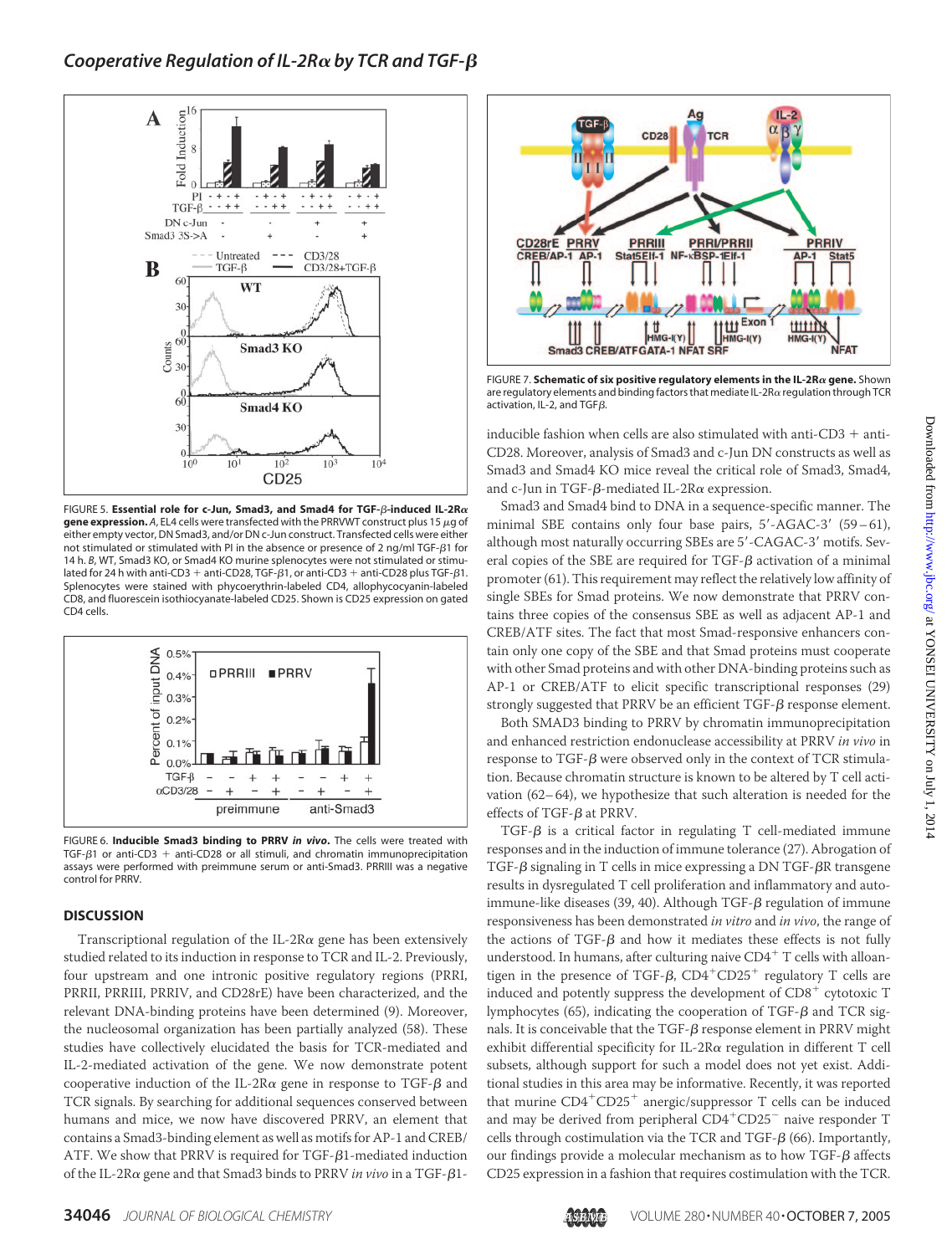FIGURE 5. **Essential role for c-Jun, Smad3, and Smad4 for TGF-β-induced IL-2Rα gene expression.** *A*, EL4 cells were transfected with the PRRVWT construct plus 15 μg of either empty vector, DN Smad3, and/or DN c-Jun construct. Transfected cells were either not stimulated or stimulated with PI in the absence or presence of 2 ng/ml TGF-β1 for 14 h. *B*, WT, Smad3 KO, or Smad4 KO murine splenocytes were not stimulated or stimulated for 24 h with anti-CD3 + anti-CD28, TGF-β1, or anti-CD3 + anti-CD28 plus TGF-β1. Splenocytes were stained with phycoerythrin-labeled CD4, allophycocyanin-labeled CD8, and fluorescein isothiocyanate-labeled CD25. Shown is CD25 expression on gated CD4 cells.

FIGURE 6. **Inducible Smad3 binding to PRRV *in vivo*.** The cells were treated with TGF-β1 or anti-CD3 + anti-CD28 or all stimuli, and chromatin immunoprecipitation assays were performed with preimmune serum or anti-Smad3. PRRIII was a negative control for PRRV.

## DISCUSSION

Transcriptional regulation of the IL-2Rα gene has been extensively studied related to its induction in response to TCR and IL-2. Previously, four upstream and one intronic positive regulatory regions (PRRI, PRRII, PRRIII, PRRIV, and CD28rE) have been characterized, and the relevant DNA-binding proteins have been determined (9). Moreover, the nucleosomal organization has been partially analyzed (58). These studies have collectively elucidated the basis for TCR-mediated and IL-2-mediated activation of the gene. We now demonstrate potent cooperative induction of the IL-2Rα gene in response to TGF-β and TCR signals. By searching for additional sequences conserved between humans and mice, we now have discovered PRRV, an element that contains a Smad3-binding element as well as motifs for AP-1 and CREB/ATF. We show that PRRV is required for TGF-β1-mediated induction of the IL-2Rα gene and that Smad3 binds to PRRV *in vivo* in a TGF-β1-inducible fashion when cells are also stimulated with anti-CD3 + anti-CD28. Moreover, analysis of Smad3 and c-Jun DN constructs as well as Smad3 and Smad4 KO mice reveal the critical role of Smad3, Smad4, and c-Jun in TGF-β-mediated IL-2Rα expression.

FIGURE 7. **Schematic of six positive regulatory elements in the IL-2Rα gene.** Shown are regulatory elements and binding factors that mediate IL-2Rα regulation through TCR activation, IL-2, and TGFβ.

Smad3 and Smad4 bind to DNA in a sequence-specific manner. The minimal SBE contains only four base pairs, 5′-AGAC-3′ (59–61), although most naturally occurring SBEs are 5′-CAGAC-3′ motifs. Several copies of the SBE are required for TGF-β activation of a minimal promoter (61). This requirement may reflect the relatively low affinity of single SBEs for Smad proteins. We now demonstrate that PRRV contains three copies of the consensus SBE as well as adjacent AP-1 and CREB/ATF sites. The fact that most Smad-responsive enhancers contain only one copy of the SBE and that Smad proteins must cooperate with other Smad proteins and with other DNA-binding proteins such as AP-1 or CREB/ATF to elicit specific transcriptional responses (29) strongly suggested that PRRV be an efficient TGF-β response element.

Both SMAD3 binding to PRRV by chromatin immunoprecipitation and enhanced restriction endonuclease accessibility at PRRV *in vivo* in response to TGF-β were observed only in the context of TCR stimulation. Because chromatin structure is known to be altered by T cell activation (62–64), we hypothesize that such alteration is needed for the effects of TGF-β at PRRV.

TGF-β is a critical factor in regulating T cell-mediated immune responses and in the induction of immune tolerance (27). Abrogation of TGF-β signaling in T cells in mice expressing a DN TGF-βR transgene results in dysregulated T cell proliferation and inflammatory and autoimmune-like diseases (39, 40). Although TGF-β regulation of immune responsiveness has been demonstrated *in vitro* and *in vivo*, the range of the actions of TGF-β and how it mediates these effects is not fully understood. In humans, after culturing naive $CD4^+$ T cells with alloantigen in the presence of TGF-β, $CD4^+CD25^+$ regulatory T cells are induced and potently suppress the development of $CD8^+$ cytotoxic T lymphocytes (65), indicating the cooperation of TGF-β and TCR signals. It is conceivable that the TGF-β response element in PRRV might exhibit differential specificity for IL-2Rα regulation in different T cell subsets, although support for such a model does not yet exist. Additional studies in this area may be informative. Recently, it was reported that murine $CD4^+CD25^+$ anergic/suppressor T cells can be induced and may be derived from peripheral $CD4^+CD25^-$ naive responder T cells through costimulation via the TCR and TGF-β (66). Importantly, our findings provide a molecular mechanism as to how TGF-β affects CD25 expression in a fashion that requires costimulation with the TCR.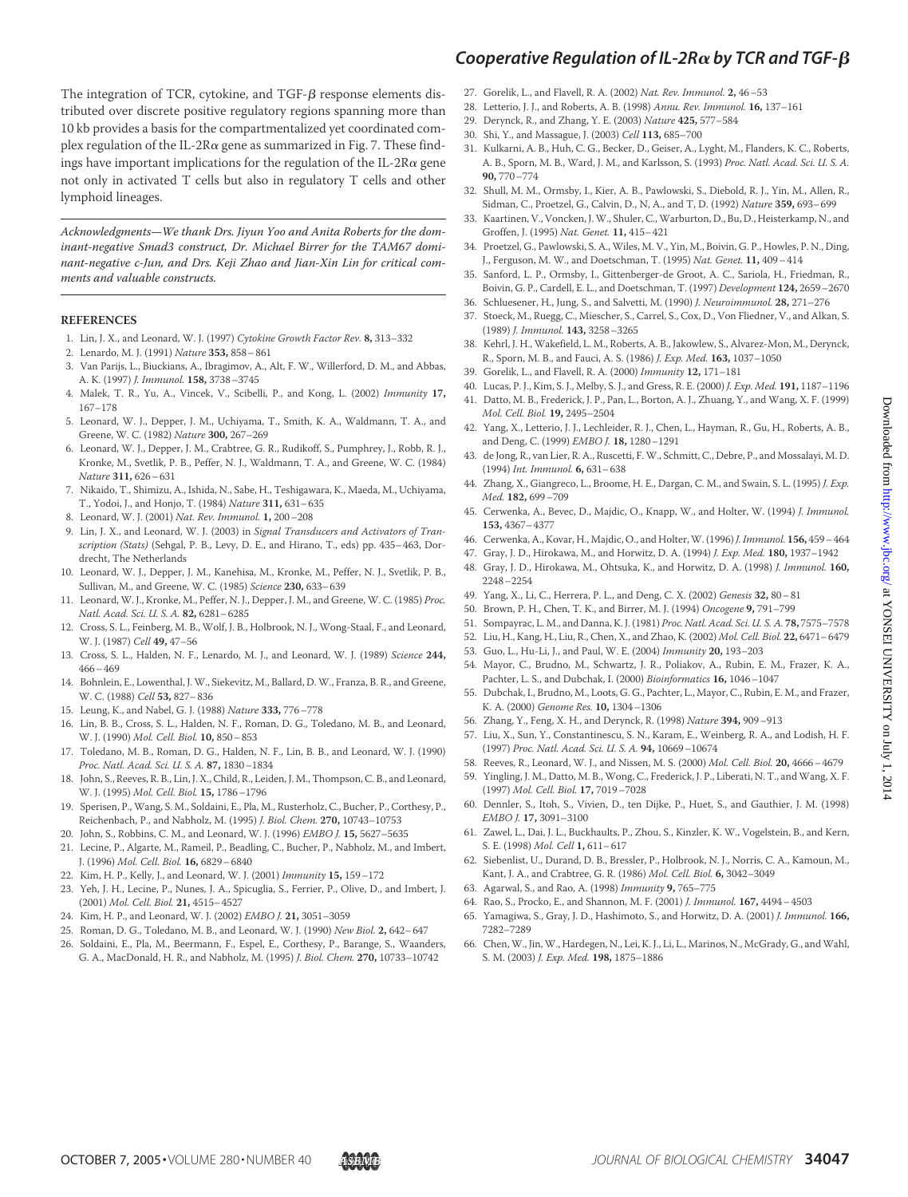The integration of TCR, cytokine, and TGF-β response elements distributed over discrete positive regulatory regions spanning more than 10 kb provides a basis for the compartmentalized yet coordinated complex regulation of the IL-2Rα gene as summarized in Fig. 7. These findings have important implications for the regulation of the IL-2Rα gene not only in activated T cells but also in regulatory T cells and other lymphoid lineages.

*Acknowledgments—We thank Drs. Jiyun Yoo and Anita Roberts for the dominant-negative Smad3 construct, Dr. Michael Birrer for the TAM67 dominant-negative c-Jun, and Drs. Keji Zhao and Jian-Xin Lin for critical comments and valuable constructs.*

## REFERENCES

1. Lin, J. X., and Leonard, W. J. (1997) *Cytokine Growth Factor Rev.* **8,** 313–332
2. Lenardo, M. J. (1991) *Nature* **353,** 858–861
3. Van Parijs, L., Biuckians, A., Ibragimov, A., Alt, F. W., Willerford, D. M., and Abbas, A. K. (1997) *J. Immunol.* **158,** 3738–3745
4. Malek, T. R., Yu, A., Vincek, V., Scibelli, P., and Kong, L. (2002) *Immunity* **17,** 167–178
5. Leonard, W. J., Depper, J. M., Uchiyama, T., Smith, K. A., Waldmann, T. A., and Greene, W. C. (1982) *Nature* **300,** 267–269
6. Leonard, W. J., Depper, J. M., Crabtree, G. R., Rudikoff, S., Pumphrey, J., Robb, R. J., Kronke, M., Svetlik, P. B., Peffer, N. J., Waldmann, T. A., and Greene, W. C. (1984) *Nature* **311,** 626–631
7. Nikaido, T., Shimizu, A., Ishida, N., Sabe, H., Teshigawara, K., Maeda, M., Uchiyama, T., Yodoi, J., and Honjo, T. (1984) *Nature* **311,** 631–635
8. Leonard, W. J. (2001) *Nat. Rev. Immunol.* **1,** 200–208
9. Lin, J. X., and Leonard, W. J. (2003) in *Signal Transducers and Activators of Transcription (Stats)* (Sehgal, P. B., Levy, D. E., and Hirano, T., eds) pp. 435–463, Dordrecht, The Netherlands
10. Leonard, W. J., Depper, J. M., Kanehisa, M., Kronke, M., Peffer, N. J., Svetlik, P. B., Sullivan, M., and Greene, W. C. (1985) *Science* **230,** 633–639
11. Leonard, W. J., Kronke, M., Peffer, N. J., Depper, J. M., and Greene, W. C. (1985) *Proc. Natl. Acad. Sci. U. S. A.* **82,** 6281–6285
12. Cross, S. L., Feinberg, M. B., Wolf, J. B., Holbrook, N. J., Wong-Staal, F., and Leonard, W. J. (1987) *Cell* **49,** 47–56
13. Cross, S. L., Halden, N. F., Lenardo, M. J., and Leonard, W. J. (1989) *Science* **244,** 466–469
14. Bohnlein, E., Lowenthal, J. W., Siekevitz, M., Ballard, D. W., Franza, B. R., and Greene, W. C. (1988) *Cell* **53,** 827–836
15. Leung, K., and Nabel, G. J. (1988) *Nature* **333,** 776–778
16. Lin, B. B., Cross, S. L., Halden, N. F., Roman, D. G., Toledano, M. B., and Leonard, W. J. (1990) *Mol. Cell. Biol.* **10,** 850–853
17. Toledano, M. B., Roman, D. G., Halden, N. F., Lin, B. B., and Leonard, W. J. (1990) *Proc. Natl. Acad. Sci. U. S. A.* **87,** 1830–1834
18. John, S., Reeves, R. B., Lin, J. X., Child, R., Leiden, J. M., Thompson, C. B., and Leonard, W. J. (1995) *Mol. Cell. Biol.* **15,** 1786–1796
19. Sperisen, P., Wang, S. M., Soldaini, E., Pla, M., Rusterholz, C., Bucher, P., Corthesy, P., Reichenbach, P., and Nabholz, M. (1995) *J. Biol. Chem.* **270,** 10743–10753
20. John, S., Robbins, C. M., and Leonard, W. J. (1996) *EMBO J.* **15,** 5627–5635
21. Lecine, P., Algarte, M., Rameil, P., Beadling, C., Bucher, P., Nabholz, M., and Imbert, J. (1996) *Mol. Cell. Biol.* **16,** 6829–6840
22. Kim, H. P., Kelly, J., and Leonard, W. J. (2001) *Immunity* **15,** 159–172
23. Yeh, J. H., Lecine, P., Nunes, J. A., Spicuglia, S., Ferrier, P., Olive, D., and Imbert, J. (2001) *Mol. Cell. Biol.* **21,** 4515–4527
24. Kim, H. P., and Leonard, W. J. (2002) *EMBO J.* **21,** 3051–3059
25. Roman, D. G., Toledano, M. B., and Leonard, W. J. (1990) *New Biol.* **2,** 642–647
26. Soldaini, E., Pla, M., Beermann, F., Espel, E., Corthesy, P., Barange, S., Waanders, G. A., MacDonald, H. R., and Nabholz, M. (1995) *J. Biol. Chem.* **270,** 10733–10742
27. Gorelik, L., and Flavell, R. A. (2002) *Nat. Rev. Immunol.* **2,** 46–53
28. Letterio, J. J., and Roberts, A. B. (1998) *Annu. Rev. Immunol.* **16,** 137–161
29. Derynck, R., and Zhang, Y. E. (2003) *Nature* **425,** 577–584
30. Shi, Y., and Massague, J. (2003) *Cell* **113,** 685–700
31. Kulkarni, A. B., Huh, C. G., Becker, D., Geiser, A., Lyght, M., Flanders, K. C., Roberts, A. B., Sporn, M. B., Ward, J. M., and Karlsson, S. (1993) *Proc. Natl. Acad. Sci. U. S. A.* **90,** 770–774
32. Shull, M. M., Ormsby, I., Kier, A. B., Pawlowski, S., Diebold, R. J., Yin, M., Allen, R., Sidman, C., Proetzel, G., Calvin, D., N, A., and T, D. (1992) *Nature* **359,** 693–699
33. Kaartinen, V., Voncken, J. W., Shuler, C., Warburton, D., Bu, D., Heisterkamp, N., and Groffen, J. (1995) *Nat. Genet.* **11,** 415–421
34. Proetzel, G., Pawlowski, S. A., Wiles, M. V., Yin, M., Boivin, G. P., Howles, P. N., Ding, J., Ferguson, M. W., and Doetschman, T. (1995) *Nat. Genet.* **11,** 409–414
35. Sanford, L. P., Ormsby, I., Gittenberger-de Groot, A. C., Sariola, H., Friedman, R., Boivin, G. P., Cardell, E. L., and Doetschman, T. (1997) *Development* **124,** 2659–2670
36. Schluesener, H., Jung, S., and Salvetti, M. (1990) *J. Neuroimmunol.* **28,** 271–276
37. Stoeck, M., Ruegg, C., Miescher, S., Carrel, S., Cox, D., Von Fliedner, V., and Alkan, S. (1989) *J. Immunol.* **143,** 3258–3265
38. Kehrl, J. H., Wakefield, L. M., Roberts, A. B., Jakowlew, S., Alvarez-Mon, M., Derynck, R., Sporn, M. B., and Fauci, A. S. (1986) *J. Exp. Med.* **163,** 1037–1050
39. Gorelik, L., and Flavell, R. A. (2000) *Immunity* **12,** 171–181
40. Lucas, P. J., Kim, S. J., Melby, S. J., and Gress, R. E. (2000) *J. Exp. Med.* **191,** 1187–1196
41. Datto, M. B., Frederick, J. P., Pan, L., Borton, A. J., Zhuang, Y., and Wang, X. F. (1999) *Mol. Cell. Biol.* **19,** 2495–2504
42. Yang, X., Letterio, J. J., Lechleider, R. J., Chen, L., Hayman, R., Gu, H., Roberts, A. B., and Deng, C. (1999) *EMBO J.* **18,** 1280–1291
43. de Jong, R., van Lier, R. A., Ruscetti, F. W., Schmitt, C., Debre, P., and Mossalayi, M. D. (1994) *Int. Immunol.* **6,** 631–638
44. Zhang, X., Giangreco, L., Broome, H. E., Dargan, C. M., and Swain, S. L. (1995) *J. Exp. Med.* **182,** 699–709
45. Cerwenka, A., Bevec, D., Majdic, O., Knapp, W., and Holter, W. (1994) *J. Immunol.* **153,** 4367–4377
46. Cerwenka, A., Kovar, H., Majdic, O., and Holter, W. (1996) *J. Immunol.* **156,** 459–464
47. Gray, J. D., Hirokawa, M., and Horwitz, D. A. (1994) *J. Exp. Med.* **180,** 1937–1942
48. Gray, J. D., Hirokawa, M., Ohtsuka, K., and Horwitz, D. A. (1998) *J. Immunol.* **160,** 2248–2254
49. Yang, X., Li, C., Herrera, P. L., and Deng, C. X. (2002) *Genesis* **32,** 80–81
50. Brown, P. H., Chen, T. K., and Birrer, M. J. (1994) *Oncogene* **9,** 791–799
51. Sompayrac, L. M., and Danna, K. J. (1981) *Proc. Natl. Acad. Sci. U. S. A.* **78,** 7575–7578
52. Liu, H., Kang, H., Liu, R., Chen, X., and Zhao, K. (2002) *Mol. Cell. Biol.* **22,** 6471–6479
53. Guo, L., Hu-Li, J., and Paul, W. E. (2004) *Immunity* **20,** 193–203
54. Mayor, C., Brudno, M., Schwartz, J. R., Poliakov, A., Rubin, E. M., Frazer, K. A., Pachter, L. S., and Dubchak, I. (2000) *Bioinformatics* **16,** 1046–1047
55. Dubchak, I., Brudno, M., Loots, G. G., Pachter, L., Mayor, C., Rubin, E. M., and Frazer, K. A. (2000) *Genome Res.* **10,** 1304–1306
56. Zhang, Y., Feng, X. H., and Derynck, R. (1998) *Nature* **394,** 909–913
57. Liu, X., Sun, Y., Constantinescu, S. N., Karam, E., Weinberg, R. A., and Lodish, H. F. (1997) *Proc. Natl. Acad. Sci. U. S. A.* **94,** 10669–10674
58. Reeves, R., Leonard, W. J., and Nissen, M. S. (2000) *Mol. Cell. Biol.* **20,** 4666–4679
59. Yingling, J. M., Datto, M. B., Wong, C., Frederick, J. P., Liberati, N. T., and Wang, X. F. (1997) *Mol. Cell. Biol.* **17,** 7019–7028
60. Dennler, S., Itoh, S., Vivien, D., ten Dijke, P., Huet, S., and Gauthier, J. M. (1998) *EMBO J.* **17,** 3091–3100
61. Zawel, L., Dai, J. L., Buckhaults, P., Zhou, S., Kinzler, K. W., Vogelstein, B., and Kern, S. E. (1998) *Mol. Cell* **1,** 611–617
62. Siebenlist, U., Durand, D. B., Bressler, P., Holbrook, N. J., Norris, C. A., Kamoun, M., Kant, J. A., and Crabtree, G. R. (1986) *Mol. Cell. Biol.* **6,** 3042–3049
63. Agarwal, S., and Rao, A. (1998) *Immunity* **9,** 765–775
64. Rao, S., Procko, E., and Shannon, M. F. (2001) *J. Immunol.* **167,** 4494–4503
65. Yamagiwa, S., Gray, J. D., Hashimoto, S., and Horwitz, D. A. (2001) *J. Immunol.* **166,** 7282–7289
66. Chen, W., Jin, W., Hardegen, N., Lei, K. J., Li, L., Marinos, N., McGrady, G., and Wahl, S. M. (2003) *J. Exp. Med.* **198,** 1875–1886